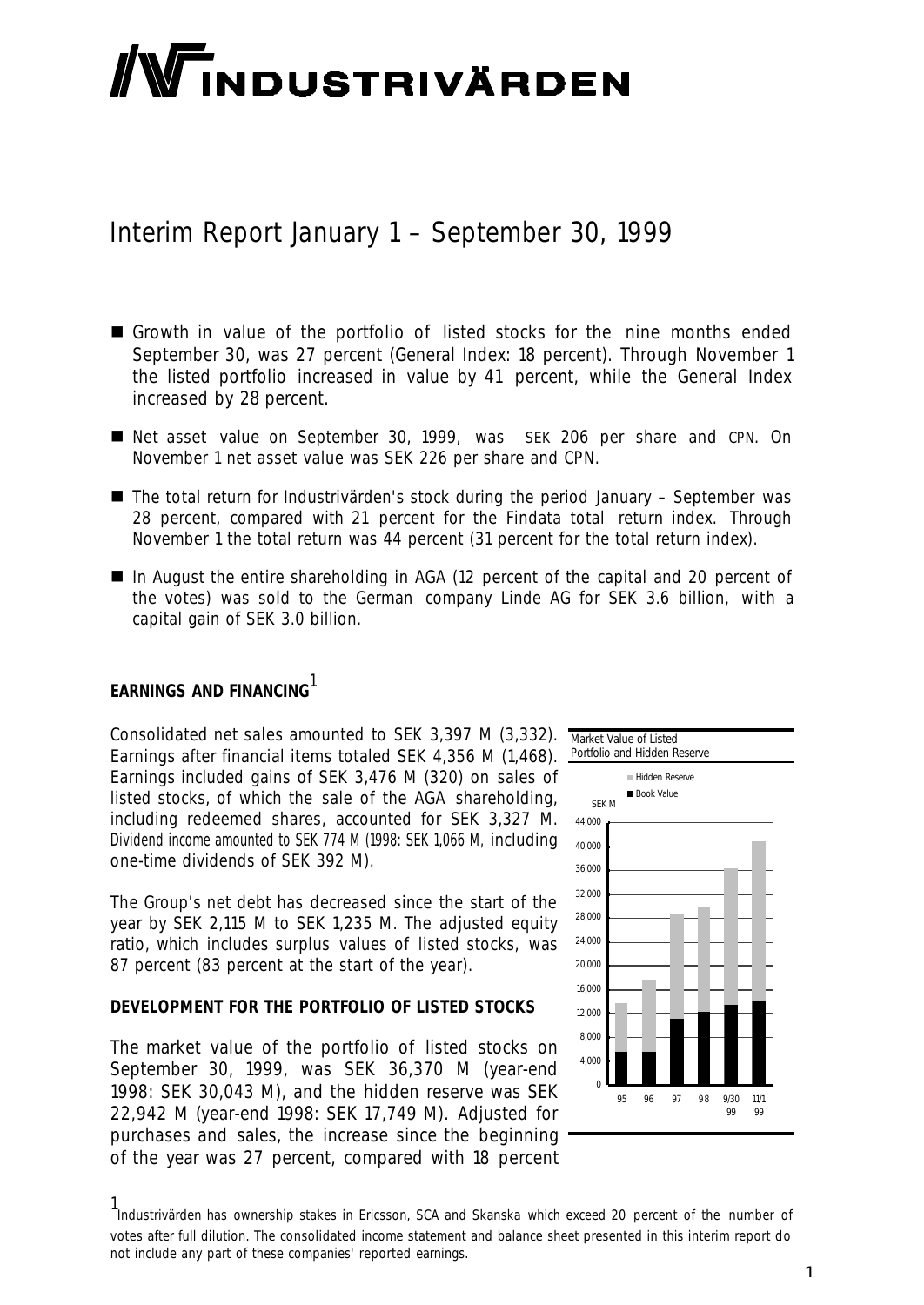# INDUSTRIVÄRDEN

## Interim Report January 1 – September 30, 1999

- Growth in value of the portfolio of listed stocks for the nine months ended September 30, was 27 percent (General Index: 18 percent). Through November 1 the listed portfolio increased in value by 41 percent, while the General Index increased by 28 percent.
- Net asset value on September 30, 1999, was SEK 206 per share and CPN. On November 1 net asset value was SEK 226 per share and CPN.
- The total return for Industrivärden's stock during the period January – September was 28 percent, compared with 21 percent for the Findata total return index. Through November 1 the total return was 44 percent (31 percent for the total return index).
- In August the entire shareholding in AGA (12 percent of the capital and 20 percent of the votes) was sold to the German company Linde AG for SEK 3.6 billion, with a capital gain of SEK 3.0 billion.

### EARNINGS AND FINANCING[1]

Consolidated net sales amounted to SEK 3,397 M (3,332). Earnings after financial items totaled SEK 4,356 M (1,468). Earnings included gains of SEK 3,476 M (320) on sales of listed stocks, of which the sale of the AGA shareholding, including redeemed shares, accounted for SEK 3,327 M. Dividend income amounted to SEK 774 M (1998: SEK 1,066 M, including one-time dividends of SEK 392 M).

The Group's net debt has decreased since the start of the year by SEK 2,115 M to SEK 1,235 M. The adjusted equity ratio, which includes surplus values of listed stocks, was 87 percent (83 percent at the start of the year).

### DEVELOPMENT FOR THE PORTFOLIO OF LISTED STOCKS

Market Value of Listed Portfolio and Hidden Reserve

The market value of the portfolio of listed stocks on September 30, 1999, was SEK 36,370 M (year-end 1998: SEK 30,043 M), and the hidden reserve was SEK 22,942 M (year-end 1998: SEK 17,749 M). Adjusted for purchases and sales, the increase since the beginning of the year was 27 percent, compared with 18 percent

[1] Industrivärden has ownership stakes in Ericsson, SCA and Skanska which exceed 20 percent of the number of votes after full dilution. The consolidated income statement and balance sheet presented in this interim report do not include any part of these companies' reported earnings.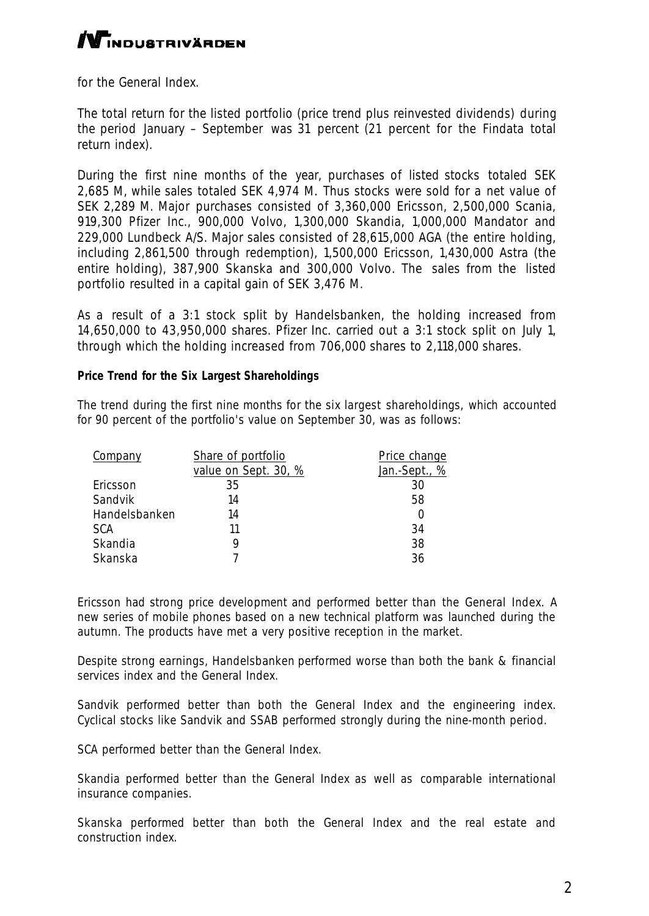for the General Index.

The total return for the listed portfolio (price trend plus reinvested dividends) during the period January – September was 31 percent (21 percent for the Findata total return index).

During the first nine months of the year, purchases of listed stocks totaled SEK 2,685 M, while sales totaled SEK 4,974 M. Thus stocks were sold for a net value of SEK 2,289 M. Major purchases consisted of 3,360,000 Ericsson, 2,500,000 Scania, 919,300 Pfizer Inc., 900,000 Volvo, 1,300,000 Skandia, 1,000,000 Mandator and 229,000 Lundbeck A/S. Major sales consisted of 28,615,000 AGA (the entire holding, including 2,861,500 through redemption), 1,500,000 Ericsson, 1,430,000 Astra (the entire holding), 387,900 Skanska and 300,000 Volvo. The sales from the listed portfolio resulted in a capital gain of SEK 3,476 M.

As a result of a 3:1 stock split by Handelsbanken, the holding increased from 14,650,000 to 43,950,000 shares. Pfizer Inc. carried out a 3:1 stock split on July 1, through which the holding increased from 706,000 shares to 2,118,000 shares.

**Price Trend for the Six Largest Shareholdings**

The trend during the first nine months for the six largest shareholdings, which accounted for 90 percent of the portfolio's value on September 30, was as follows:

| Company | Share of portfolio value on Sept. 30, % | Price change Jan.-Sept., % |
|---|---|---|
| Ericsson | 35 | 30 |
| Sandvik | 14 | 58 |
| Handelsbanken | 14 | 0 |
| SCA | 11 | 34 |
| Skandia | 9 | 38 |
| Skanska | 7 | 36 |

Ericsson had strong price development and performed better than the General Index. A new series of mobile phones based on a new technical platform was launched during the autumn. The products have met a very positive reception in the market.

Despite strong earnings, Handelsbanken performed worse than both the bank & financial services index and the General Index.

Sandvik performed better than both the General Index and the engineering index. Cyclical stocks like Sandvik and SSAB performed strongly during the nine-month period.

SCA performed better than the General Index.

Skandia performed better than the General Index as well as comparable international insurance companies.

Skanska performed better than both the General Index and the real estate and construction index.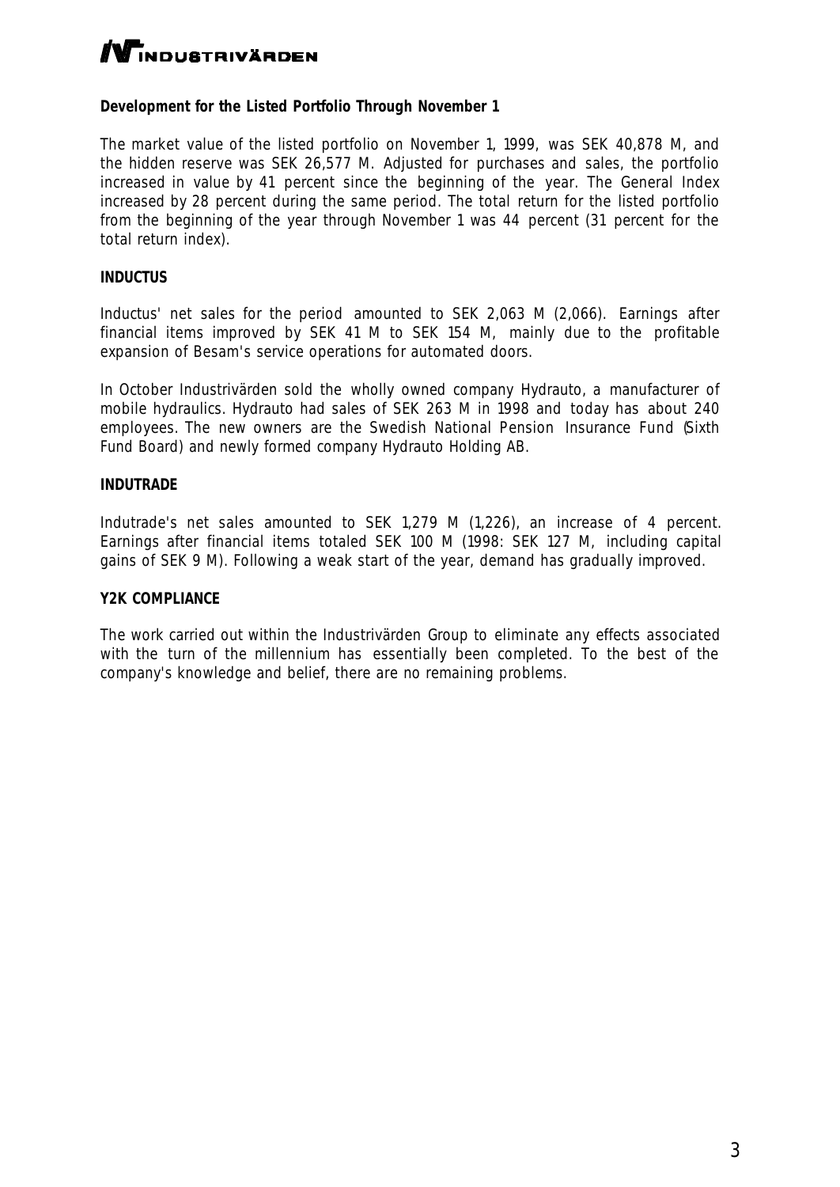**Development for the Listed Portfolio Through November 1**

The market value of the listed portfolio on November 1, 1999, was SEK 40,878 M, and the hidden reserve was SEK 26,577 M. Adjusted for purchases and sales, the portfolio increased in value by 41 percent since the beginning of the year. The General Index increased by 28 percent during the same period. The total return for the listed portfolio from the beginning of the year through November 1 was 44 percent (31 percent for the total return index).

**INDUCTUS**

Inductus' net sales for the period amounted to SEK 2,063 M (2,066). Earnings after financial items improved by SEK 41 M to SEK 154 M, mainly due to the profitable expansion of Besam's service operations for automated doors.

In October Industrivärden sold the wholly owned company Hydrauto, a manufacturer of mobile hydraulics. Hydrauto had sales of SEK 263 M in 1998 and today has about 240 employees. The new owners are the Swedish National Pension Insurance Fund (Sixth Fund Board) and newly formed company Hydrauto Holding AB.

**INDUTRADE**

Indutrade's net sales amounted to SEK 1,279 M (1,226), an increase of 4 percent. Earnings after financial items totaled SEK 100 M (1998: SEK 127 M, including capital gains of SEK 9 M). Following a weak start of the year, demand has gradually improved.

**Y2K COMPLIANCE**

The work carried out within the Industrivärden Group to eliminate any effects associated with the turn of the millennium has essentially been completed. To the best of the company's knowledge and belief, there are no remaining problems.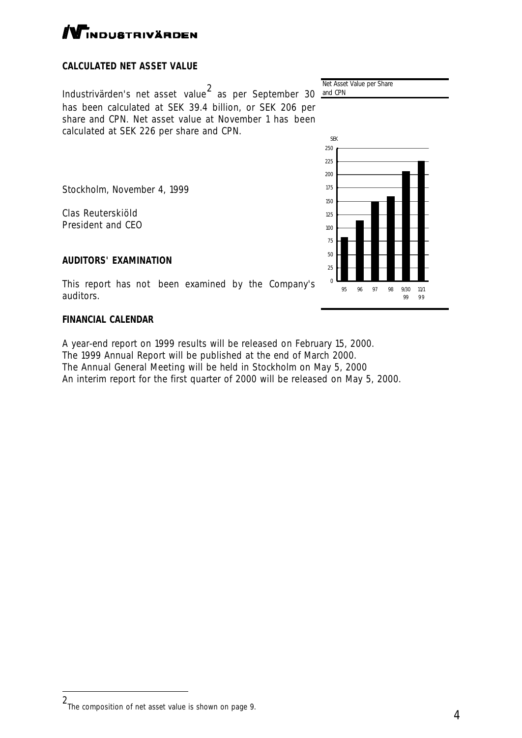## CALCULATED NET ASSET VALUE

Industrivärden's net asset value[2] as per September 30 has been calculated at SEK 39.4 billion, or SEK 206 per share and CPN. Net asset value at November 1 has been calculated at SEK 226 per share and CPN.

Net Asset Value per Share and CPN

Stockholm, November 4, 1999

Clas Reuterskiöld
President and CEO

## AUDITORS' EXAMINATION

This report has not been examined by the Company's auditors.

## FINANCIAL CALENDAR

A year-end report on 1999 results will be released on February 15, 2000.
The 1999 Annual Report will be published at the end of March 2000.
The Annual General Meeting will be held in Stockholm on May 5, 2000
An interim report for the first quarter of 2000 will be released on May 5, 2000.

---

[2] The composition of net asset value is shown on page 9.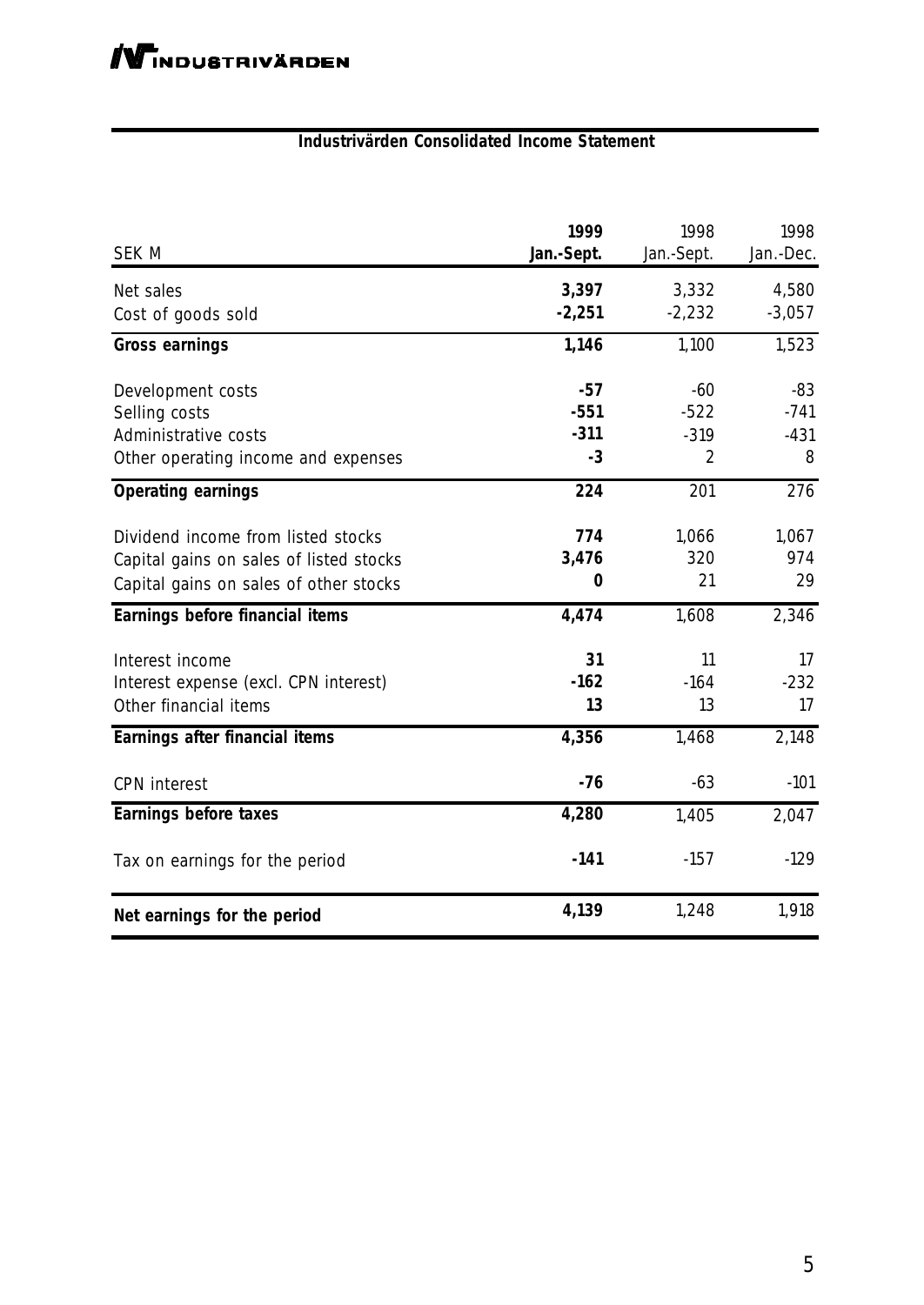## Industrivärden Consolidated Income Statement

| SEK M | **1999 Jan.-Sept.** | 1998 Jan.-Sept. | 1998 Jan.-Dec. |
|---|---|---|---|
| Net sales | **3,397** | 3,332 | 4,580 |
| Cost of goods sold | **-2,251** | -2,232 | -3,057 |
| **Gross earnings** | **1,146** | 1,100 | 1,523 |
| Development costs | **-57** | -60 | -83 |
| Selling costs | **-551** | -522 | -741 |
| Administrative costs | **-311** | -319 | -431 |
| Other operating income and expenses | **-3** | 2 | 8 |
| **Operating earnings** | **224** | 201 | 276 |
| Dividend income from listed stocks | **774** | 1,066 | 1,067 |
| Capital gains on sales of listed stocks | **3,476** | 320 | 974 |
| Capital gains on sales of other stocks | **0** | 21 | 29 |
| **Earnings before financial items** | **4,474** | 1,608 | 2,346 |
| Interest income | **31** | 11 | 17 |
| Interest expense (excl. CPN interest) | **-162** | -164 | -232 |
| Other financial items | **13** | 13 | 17 |
| **Earnings after financial items** | **4,356** | 1,468 | 2,148 |
| CPN interest | **-76** | -63 | -101 |
| **Earnings before taxes** | **4,280** | 1,405 | 2,047 |
| Tax on earnings for the period | **-141** | -157 | -129 |
| **Net earnings for the period** | **4,139** | 1,248 | 1,918 |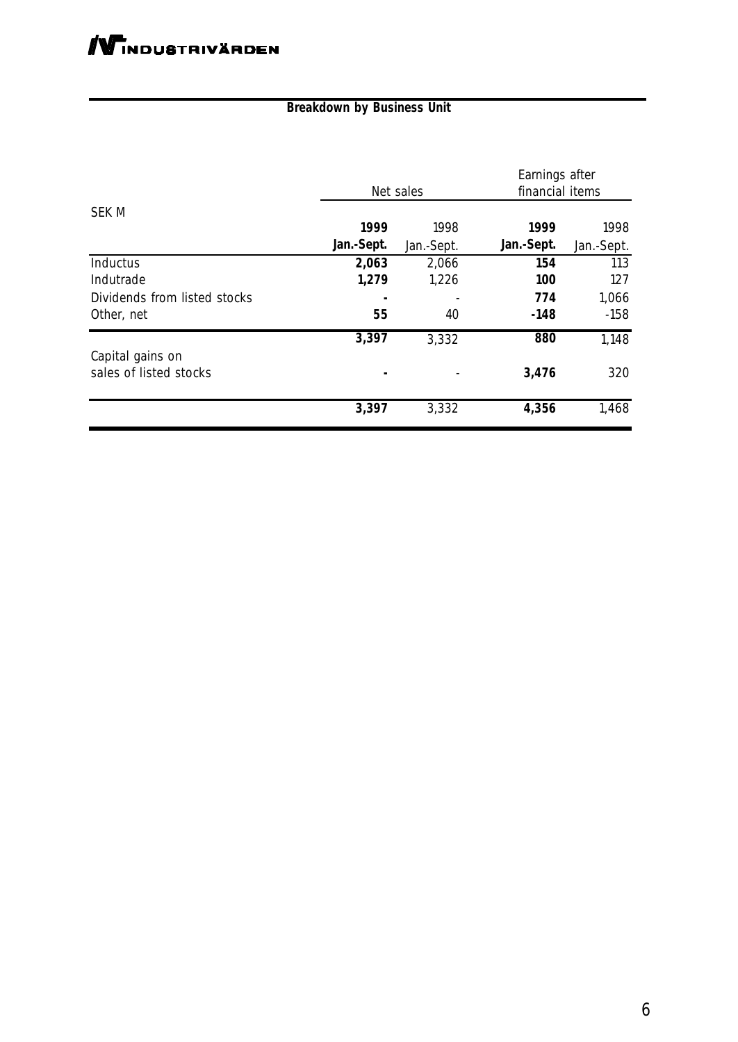## Breakdown by Business Unit

| SEK M | Net sales | | Earnings after financial items | |
|---|---|---|---|---|
| | **1999 Jan.-Sept.** | 1998 Jan.-Sept. | **1999 Jan.-Sept.** | 1998 Jan.-Sept. |
| Inductus | **2,063** | 2,066 | **154** | 113 |
| Indutrade | **1,279** | 1,226 | **100** | 127 |
| Dividends from listed stocks | **-** | - | **774** | 1,066 |
| Other, net | **55** | 40 | **-148** | -158 |
| | **3,397** | 3,332 | **880** | 1,148 |
| Capital gains on sales of listed stocks | **-** | - | **3,476** | 320 |
| | **3,397** | 3,332 | **4,356** | 1,468 |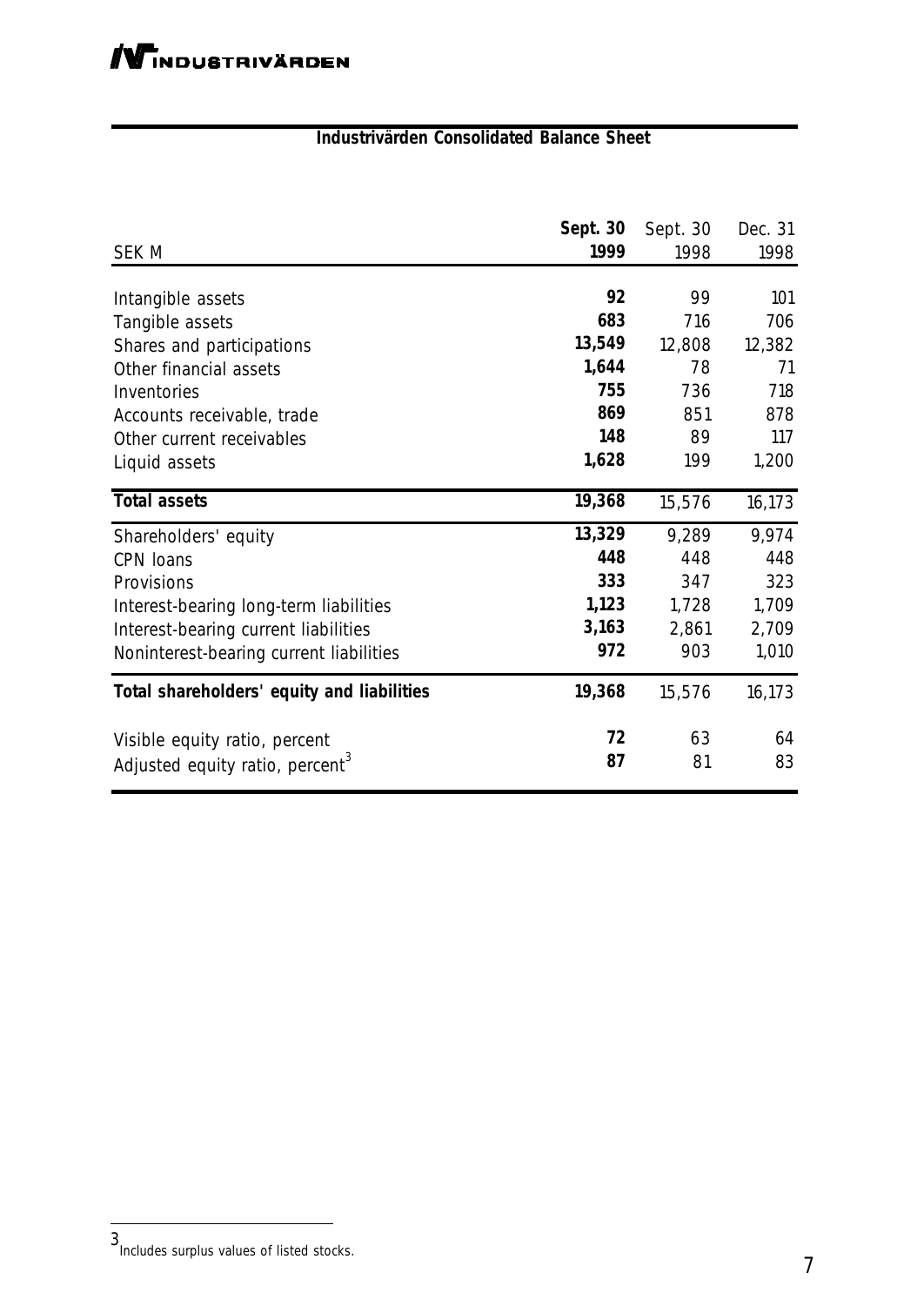## Industrivärden Consolidated Balance Sheet

| SEK M | **Sept. 30 1999** | Sept. 30 1998 | Dec. 31 1998 |
|---|---|---|---|
| Intangible assets | **92** | 99 | 101 |
| Tangible assets | **683** | 716 | 706 |
| Shares and participations | **13,549** | 12,808 | 12,382 |
| Other financial assets | **1,644** | 78 | 71 |
| Inventories | **755** | 736 | 718 |
| Accounts receivable, trade | **869** | 851 | 878 |
| Other current receivables | **148** | 89 | 117 |
| Liquid assets | **1,628** | 199 | 1,200 |
| **Total assets** | **19,368** | 15,576 | 16,173 |
| Shareholders' equity | **13,329** | 9,289 | 9,974 |
| CPN loans | **448** | 448 | 448 |
| Provisions | **333** | 347 | 323 |
| Interest-bearing long-term liabilities | **1,123** | 1,728 | 1,709 |
| Interest-bearing current liabilities | **3,163** | 2,861 | 2,709 |
| Noninterest-bearing current liabilities | **972** | 903 | 1,010 |
| **Total shareholders' equity and liabilities** | **19,368** | 15,576 | 16,173 |
| Visible equity ratio, percent | **72** | 63 | 64 |
| Adjusted equity ratio, percent[3] | **87** | 81 | 83 |

[3] Includes surplus values of listed stocks.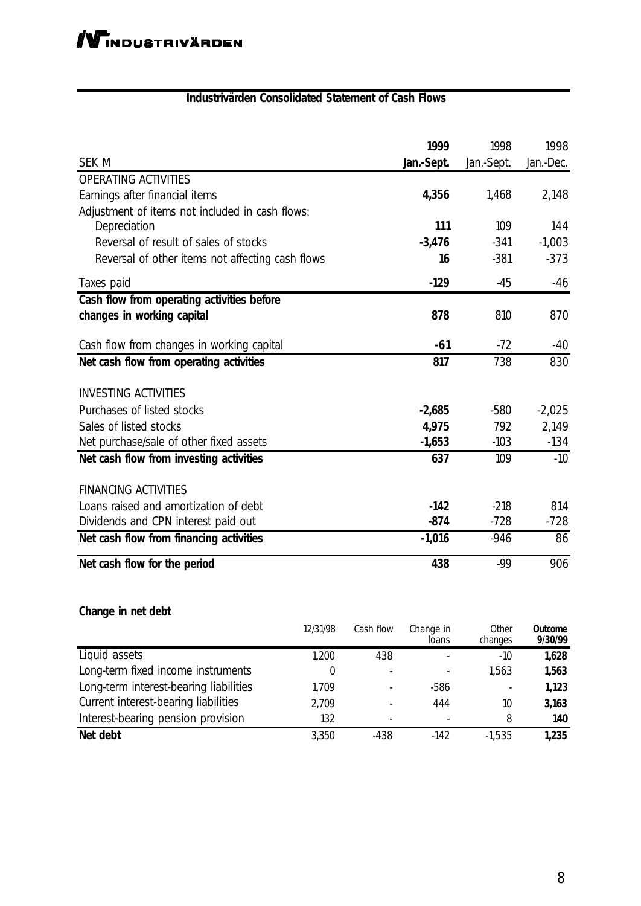## Industrivärden Consolidated Statement of Cash Flows

| SEK M | 1999 Jan.-Sept. | 1998 Jan.-Sept. | 1998 Jan.-Dec. |
|---|---|---|---|
| OPERATING ACTIVITIES | | | |
| Earnings after financial items | **4,356** | 1,468 | 2,148 |
| Adjustment of items not included in cash flows: | | | |
| Depreciation | **111** | 109 | 144 |
| Reversal of result of sales of stocks | **-3,476** | -341 | -1,003 |
| Reversal of other items not affecting cash flows | **16** | -381 | -373 |
| Taxes paid | **-129** | -45 | -46 |
| **Cash flow from operating activities before changes in working capital** | **878** | 810 | 870 |
| Cash flow from changes in working capital | **-61** | -72 | -40 |
| **Net cash flow from operating activities** | **817** | 738 | 830 |
| INVESTING ACTIVITIES | | | |
| Purchases of listed stocks | **-2,685** | -580 | -2,025 |
| Sales of listed stocks | **4,975** | 792 | 2,149 |
| Net purchase/sale of other fixed assets | **-1,653** | -103 | -134 |
| **Net cash flow from investing activities** | **637** | 109 | -10 |
| FINANCING ACTIVITIES | | | |
| Loans raised and amortization of debt | **-142** | -218 | 814 |
| Dividends and CPN interest paid out | **-874** | -728 | -728 |
| **Net cash flow from financing activities** | **-1,016** | -946 | 86 |
| **Net cash flow for the period** | **438** | -99 | 906 |

### Change in net debt

| | 12/31/98 | Cash flow | Change in loans | Other changes | Outcome 9/30/99 |
|---|---|---|---|---|---|
| Liquid assets | 1,200 | 438 | - | -10 | **1,628** |
| Long-term fixed income instruments | 0 | - | - | 1,563 | **1,563** |
| Long-term interest-bearing liabilities | 1,709 | - | -586 | - | **1,123** |
| Current interest-bearing liabilities | 2,709 | - | 444 | 10 | **3,163** |
| Interest-bearing pension provision | 132 | - | - | 8 | **140** |
| **Net debt** | 3,350 | -438 | -142 | -1,535 | **1,235** |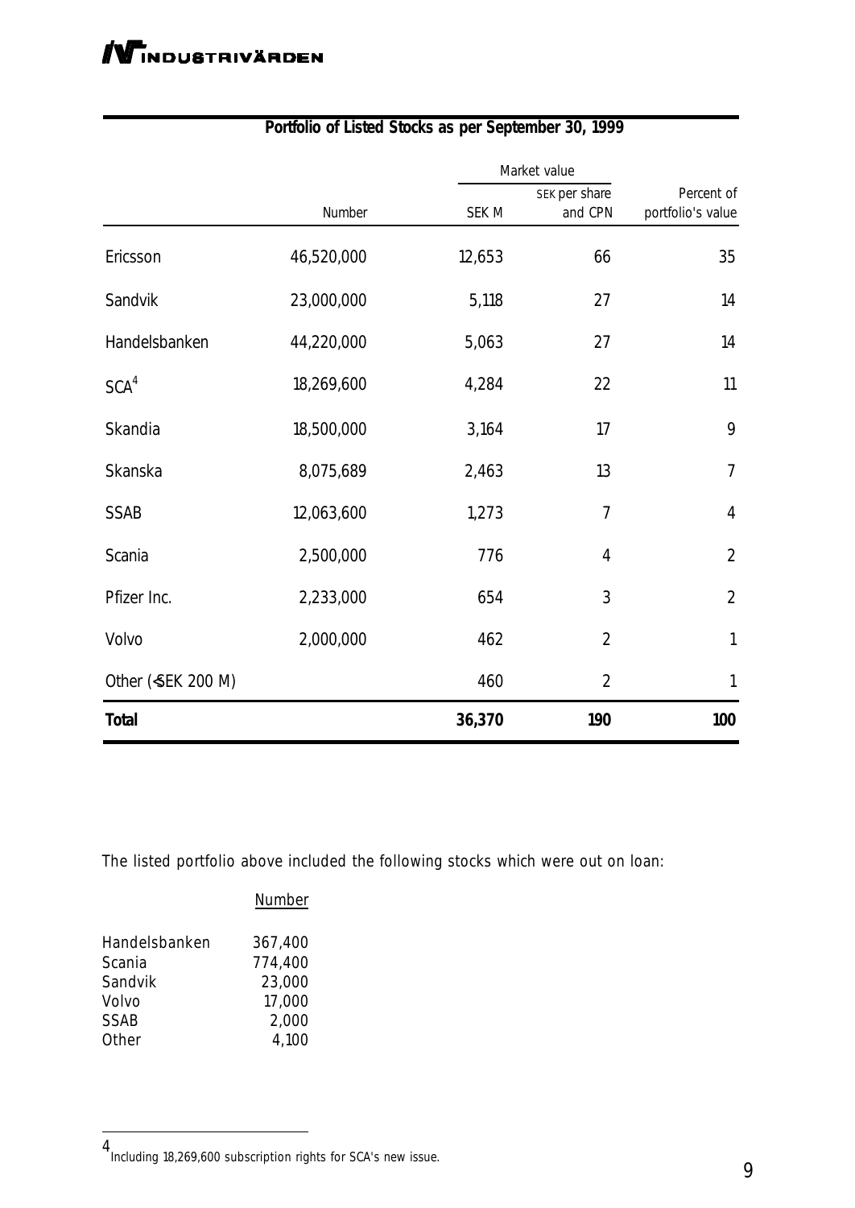INDUSTRIVÄRDEN

## Portfolio of Listed Stocks as per September 30, 1999

| | | Market value | | |
|---|---|---|---|---|
| | Number | SEK M | SEK per share and CPN | Percent of portfolio's value |
| Ericsson | 46,520,000 | 12,653 | 66 | 35 |
| Sandvik | 23,000,000 | 5,118 | 27 | 14 |
| Handelsbanken | 44,220,000 | 5,063 | 27 | 14 |
| SCA[4] | 18,269,600 | 4,284 | 22 | 11 |
| Skandia | 18,500,000 | 3,164 | 17 | 9 |
| Skanska | 8,075,689 | 2,463 | 13 | 7 |
| SSAB | 12,063,600 | 1,273 | 7 | 4 |
| Scania | 2,500,000 | 776 | 4 | 2 |
| Pfizer Inc. | 2,233,000 | 654 | 3 | 2 |
| Volvo | 2,000,000 | 462 | 2 | 1 |
| Other (<SEK 200 M) | | 460 | 2 | 1 |
| **Total** | | **36,370** | **190** | **100** |

The listed portfolio above included the following stocks which were out on loan:

| | Number |
|---|---|
| Handelsbanken | 367,400 |
| Scania | 774,400 |
| Sandvik | 23,000 |
| Volvo | 17,000 |
| SSAB | 2,000 |
| Other | 4,100 |

[4] Including 18,269,600 subscription rights for SCA's new issue.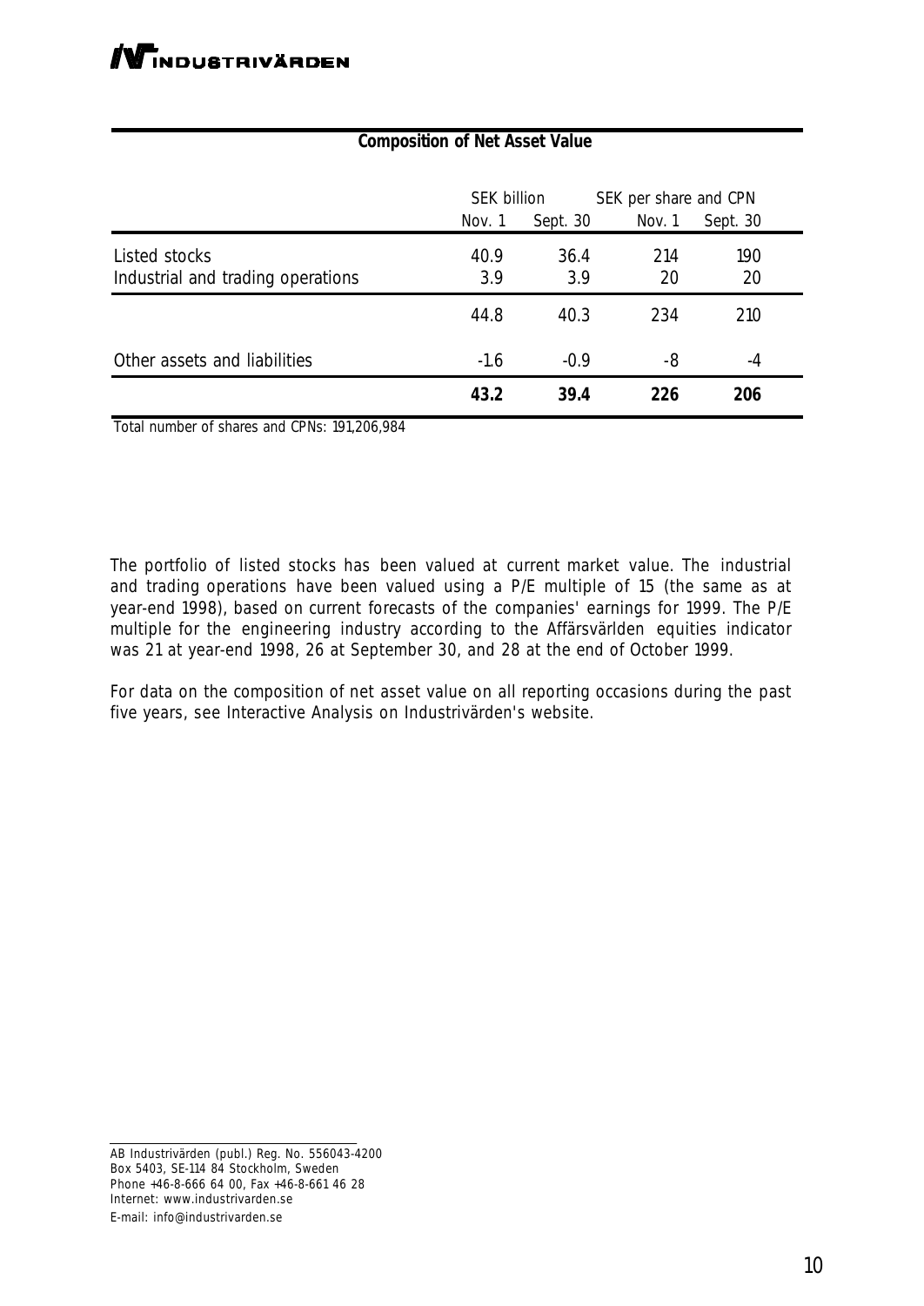**Composition of Net Asset Value**

| | SEK billion | | SEK per share and CPN | |
|---|---|---|---|---|
| | Nov. 1 | Sept. 30 | Nov. 1 | Sept. 30 |
| Listed stocks | 40.9 | 36.4 | 214 | 190 |
| Industrial and trading operations | 3.9 | 3.9 | 20 | 20 |
| | 44.8 | 40.3 | 234 | 210 |
| Other assets and liabilities | -1.6 | -0.9 | -8 | -4 |
| | **43.2** | **39.4** | **226** | **206** |

Total number of shares and CPNs: 191,206,984

The portfolio of listed stocks has been valued at current market value. The industrial and trading operations have been valued using a P/E multiple of 15 (the same as at year-end 1998), based on current forecasts of the companies' earnings for 1999. The P/E multiple for the engineering industry according to the Affärsvärlden equities indicator was 21 at year-end 1998, 26 at September 30, and 28 at the end of October 1999.

For data on the composition of net asset value on all reporting occasions during the past five years, see Interactive Analysis on Industrivärden's website.

AB Industrivärden (publ.) Reg. No. 556043-4200
Box 5403, SE-114 84 Stockholm, Sweden
Phone +46-8-666 64 00, Fax +46-8-661 46 28
Internet: www.industrivarden.se
E-mail: info@industrivarden.se